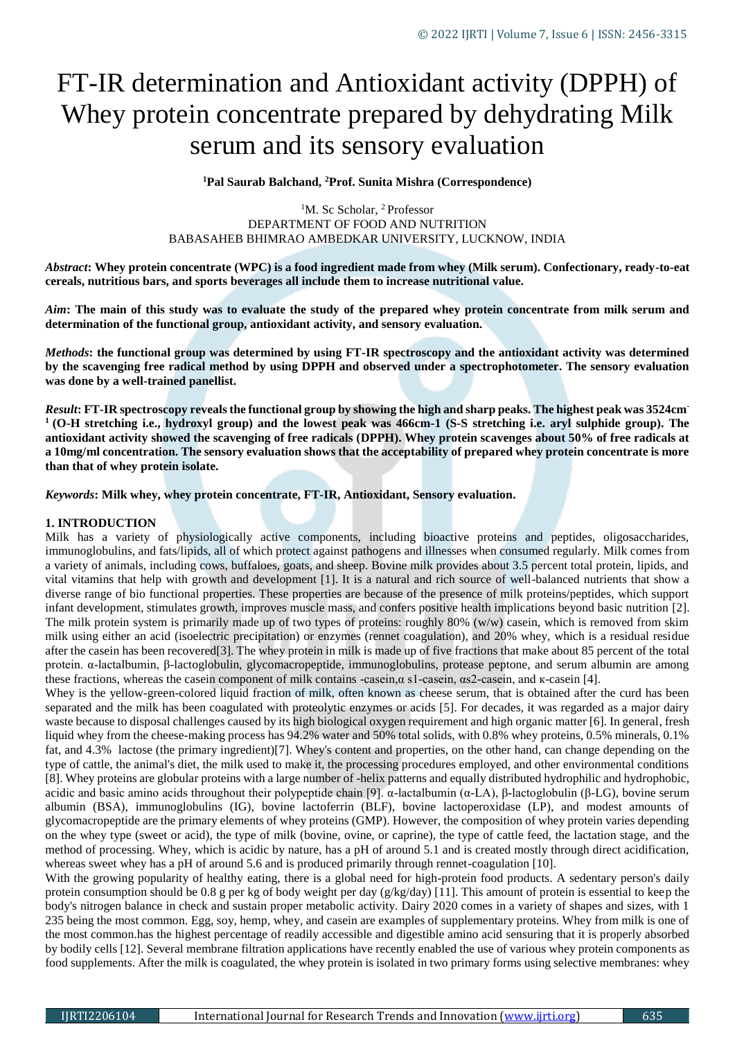# FT-IR determination and Antioxidant activity (DPPH) of Whey protein concentrate prepared by dehydrating Milk serum and its sensory evaluation

**[1]Pal Saurab Balchand, [2]Prof. Sunita Mishra (Correspondence)**

[1]M. Sc Scholar, [2] Professor
DEPARTMENT OF FOOD AND NUTRITION
BABASAHEB BHIMRAO AMBEDKAR UNIVERSITY, LUCKNOW, INDIA

***Abstract*: Whey protein concentrate (WPC) is a food ingredient made from whey (Milk serum). Confectionary, ready-to-eat cereals, nutritious bars, and sports beverages all include them to increase nutritional value.**

***Aim*: The main of this study was to evaluate the study of the prepared whey protein concentrate from milk serum and determination of the functional group, antioxidant activity, and sensory evaluation.**

***Methods*: the functional group was determined by using FT-IR spectroscopy and the antioxidant activity was determined by the scavenging free radical method by using DPPH and observed under a spectrophotometer. The sensory evaluation was done by a well-trained panellist.**

***Result*: FT-IR spectroscopy reveals the functional group by showing the high and sharp peaks. The highest peak was 3524cm$^{-1}$ (O-H stretching i.e., hydroxyl group) and the lowest peak was 466cm-1 (S-S stretching i.e. aryl sulphide group). The antioxidant activity showed the scavenging of free radicals (DPPH). Whey protein scavenges about 50% of free radicals at a 10mg/ml concentration. The sensory evaluation shows that the acceptability of prepared whey protein concentrate is more than that of whey protein isolate.**

***Keywords*: Milk whey, whey protein concentrate, FT-IR, Antioxidant, Sensory evaluation.**

## 1. INTRODUCTION

Milk has a variety of physiologically active components, including bioactive proteins and peptides, oligosaccharides, immunoglobulins, and fats/lipids, all of which protect against pathogens and illnesses when consumed regularly. Milk comes from a variety of animals, including cows, buffaloes, goats, and sheep. Bovine milk provides about 3.5 percent total protein, lipids, and vital vitamins that help with growth and development [1]. It is a natural and rich source of well-balanced nutrients that show a diverse range of bio functional properties. These properties are because of the presence of milk proteins/peptides, which support infant development, stimulates growth, improves muscle mass, and confers positive health implications beyond basic nutrition [2]. The milk protein system is primarily made up of two types of proteins: roughly 80% (w/w) casein, which is removed from skim milk using either an acid (isoelectric precipitation) or enzymes (rennet coagulation), and 20% whey, which is a residual residue after the casein has been recovered[3]. The whey protein in milk is made up of five fractions that make about 85 percent of the total protein. α-lactalbumin, β-lactoglobulin, glycomacropeptide, immunoglobulins, protease peptone, and serum albumin are among these fractions, whereas the casein component of milk contains -casein,α s1-casein, αs2-casein, and κ-casein [4].

Whey is the yellow-green-colored liquid fraction of milk, often known as cheese serum, that is obtained after the curd has been separated and the milk has been coagulated with proteolytic enzymes or acids [5]. For decades, it was regarded as a major dairy waste because to disposal challenges caused by its high biological oxygen requirement and high organic matter [6]. In general, fresh liquid whey from the cheese-making process has 94.2% water and 50% total solids, with 0.8% whey proteins, 0.5% minerals, 0.1% fat, and 4.3% lactose (the primary ingredient)[7]. Whey's content and properties, on the other hand, can change depending on the type of cattle, the animal's diet, the milk used to make it, the processing procedures employed, and other environmental conditions [8]. Whey proteins are globular proteins with a large number of -helix patterns and equally distributed hydrophilic and hydrophobic, acidic and basic amino acids throughout their polypeptide chain [9]. α-lactalbumin (α-LA), β-lactoglobulin (β-LG), bovine serum albumin (BSA), immunoglobulins (IG), bovine lactoferrin (BLF), bovine lactoperoxidase (LP), and modest amounts of glycomacropeptide are the primary elements of whey proteins (GMP). However, the composition of whey protein varies depending on the whey type (sweet or acid), the type of milk (bovine, ovine, or caprine), the type of cattle feed, the lactation stage, and the method of processing. Whey, which is acidic by nature, has a pH of around 5.1 and is created mostly through direct acidification, whereas sweet whey has a pH of around 5.6 and is produced primarily through rennet-coagulation [10].

With the growing popularity of healthy eating, there is a global need for high-protein food products. A sedentary person's daily protein consumption should be 0.8 g per kg of body weight per day (g/kg/day) [11]. This amount of protein is essential to keep the body's nitrogen balance in check and sustain proper metabolic activity. Dairy 2020 comes in a variety of shapes and sizes, with 1 235 being the most common. Egg, soy, hemp, whey, and casein are examples of supplementary proteins. Whey from milk is one of the most common.has the highest percentage of readily accessible and digestible amino acid sensuring that it is properly absorbed by bodily cells [12]. Several membrane filtration applications have recently enabled the use of various whey protein components as food supplements. After the milk is coagulated, the whey protein is isolated in two primary forms using selective membranes: whey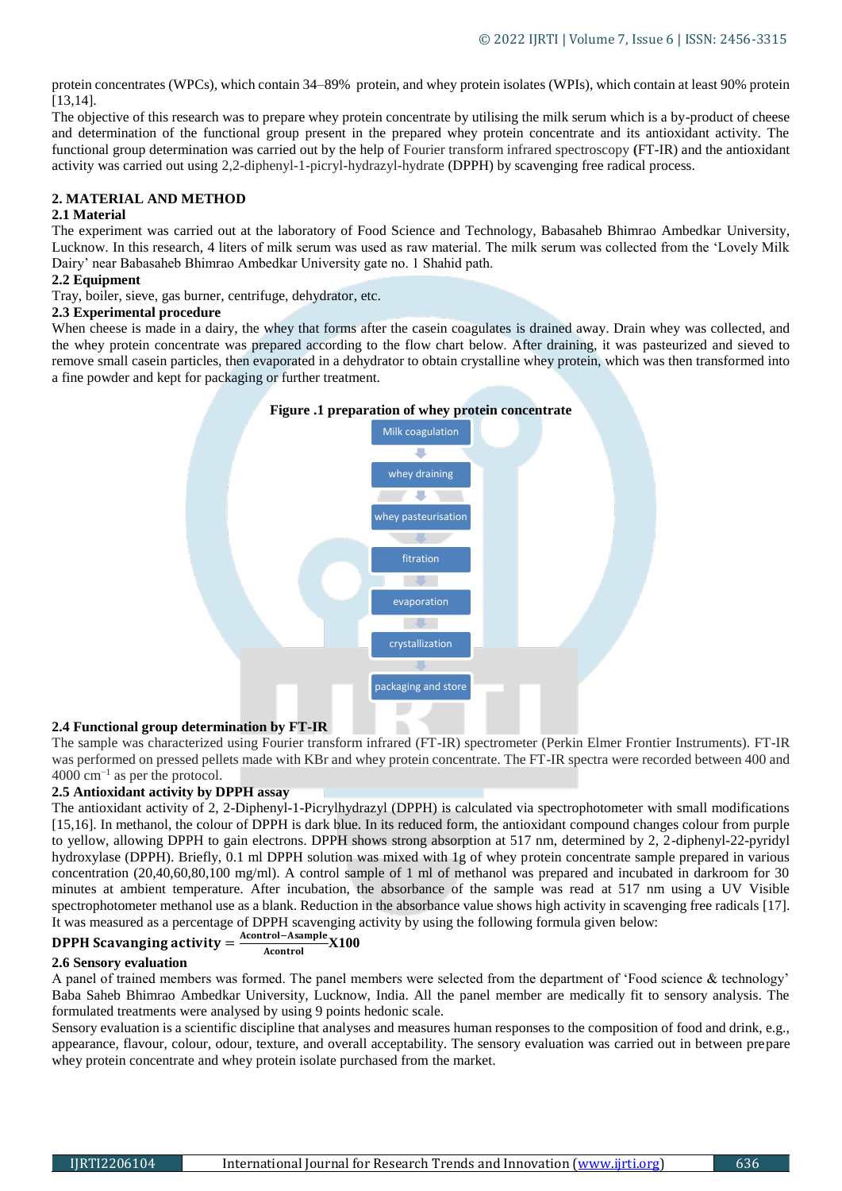protein concentrates (WPCs), which contain 34–89% protein, and whey protein isolates (WPIs), which contain at least 90% protein [13,14].

The objective of this research was to prepare whey protein concentrate by utilising the milk serum which is a by-product of cheese and determination of the functional group present in the prepared whey protein concentrate and its antioxidant activity. The functional group determination was carried out by the help of Fourier transform infrared spectroscopy (FT-IR) and the antioxidant activity was carried out using 2,2-diphenyl-1-picryl-hydrazyl-hydrate (DPPH) by scavenging free radical process.

## 2. MATERIAL AND METHOD

### 2.1 Material

The experiment was carried out at the laboratory of Food Science and Technology, Babasaheb Bhimrao Ambedkar University, Lucknow. In this research, 4 liters of milk serum was used as raw material. The milk serum was collected from the 'Lovely Milk Dairy' near Babasaheb Bhimrao Ambedkar University gate no. 1 Shahid path.

### 2.2 Equipment

Tray, boiler, sieve, gas burner, centrifuge, dehydrator, etc.

### 2.3 Experimental procedure

When cheese is made in a dairy, the whey that forms after the casein coagulates is drained away. Drain whey was collected, and the whey protein concentrate was prepared according to the flow chart below. After draining, it was pasteurized and sieved to remove small casein particles, then evaporated in a dehydrator to obtain crystalline whey protein, which was then transformed into a fine powder and kept for packaging or further treatment.

**Figure .1 preparation of whey protein concentrate**

Milk coagulation

whey draining

whey pasteurisation

fitration

evaporation

crystallization

packaging and store

### 2.4 Functional group determination by FT-IR

The sample was characterized using Fourier transform infrared (FT-IR) spectrometer (Perkin Elmer Frontier Instruments). FT-IR was performed on pressed pellets made with KBr and whey protein concentrate. The FT-IR spectra were recorded between 400 and 4000 $cm^{-1}$ as per the protocol.

### 2.5 Antioxidant activity by DPPH assay

The antioxidant activity of 2, 2-Diphenyl-1-Picrylhydrazyl (DPPH) is calculated via spectrophotometer with small modifications [15,16]. In methanol, the colour of DPPH is dark blue. In its reduced form, the antioxidant compound changes colour from purple to yellow, allowing DPPH to gain electrons. DPPH shows strong absorption at 517 nm, determined by 2, 2-diphenyl-22-pyridyl hydroxylase (DPPH). Briefly, 0.1 ml DPPH solution was mixed with 1g of whey protein concentrate sample prepared in various concentration (20,40,60,80,100 mg/ml). A control sample of 1 ml of methanol was prepared and incubated in darkroom for 30 minutes at ambient temperature. After incubation, the absorbance of the sample was read at 517 nm using a UV Visible spectrophotometer methanol use as a blank. Reduction in the absorbance value shows high activity in scavenging free radicals [17]. It was measured as a percentage of DPPH scavenging activity by using the following formula given below:

$$\textbf{DPPH Scavanging activity} = \frac{A_{control} - A_{sample}}{A_{control}} X100$$

### 2.6 Sensory evaluation

A panel of trained members was formed. The panel members were selected from the department of 'Food science & technology' Baba Saheb Bhimrao Ambedkar University, Lucknow, India. All the panel member are medically fit to sensory analysis. The formulated treatments were analysed by using 9 points hedonic scale.

Sensory evaluation is a scientific discipline that analyses and measures human responses to the composition of food and drink, e.g., appearance, flavour, colour, odour, texture, and overall acceptability. The sensory evaluation was carried out in between prepare whey protein concentrate and whey protein isolate purchased from the market.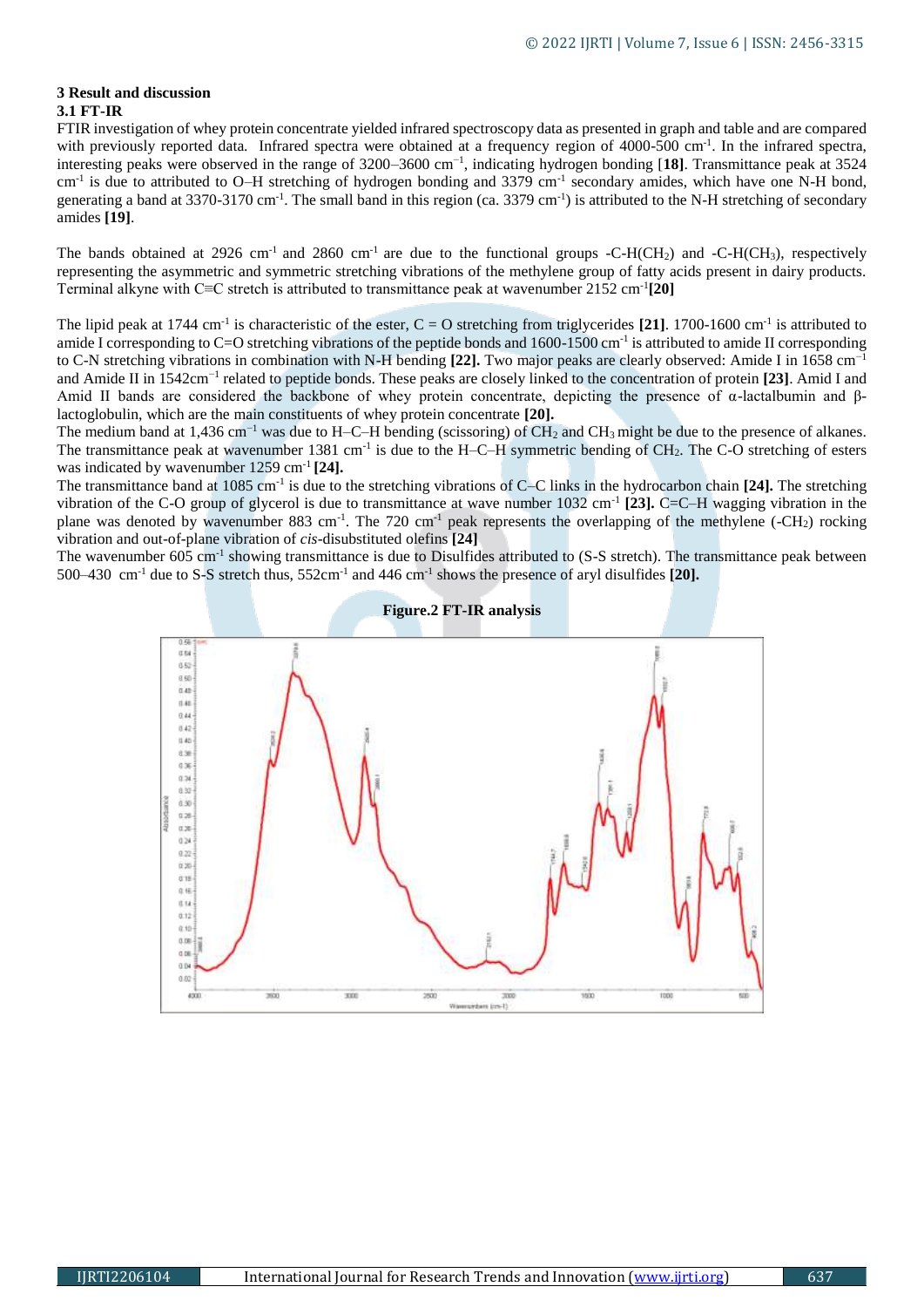## 3 Result and discussion

### 3.1 FT-IR

FTIR investigation of whey protein concentrate yielded infrared spectroscopy data as presented in graph and table and are compared with previously reported data. Infrared spectra were obtained at a frequency region of 4000-500 $cm^{-1}$. In the infrared spectra, interesting peaks were observed in the range of 3200–3600 $cm^{-1}$, indicating hydrogen bonding [**18**]. Transmittance peak at 3524 $cm^{-1}$ is due to attributed to O–H stretching of hydrogen bonding and 3379 $cm^{-1}$ secondary amides, which have one N-H bond, generating a band at 3370-3170 $cm^{-1}$. The small band in this region (ca. 3379 $cm^{-1}$) is attributed to the N-H stretching of secondary amides **[19]**.

The bands obtained at 2926 $cm^{-1}$ and 2860 $cm^{-1}$ are due to the functional groups -C-H($CH_2$) and -C-H($CH_3$), respectively representing the asymmetric and symmetric stretching vibrations of the methylene group of fatty acids present in dairy products. Terminal alkyne with C≡C stretch is attributed to transmittance peak at wavenumber 2152 $cm^{-1}$**[20]**

The lipid peak at 1744 $cm^{-1}$ is characteristic of the ester, C = O stretching from triglycerides **[21]**. 1700-1600 $cm^{-1}$ is attributed to amide I corresponding to C=O stretching vibrations of the peptide bonds and 1600-1500 $cm^{-1}$ is attributed to amide II corresponding to C-N stretching vibrations in combination with N-H bending **[22].** Two major peaks are clearly observed: Amide I in 1658 $cm^{-1}$ and Amide II in 1542$cm^{-1}$ related to peptide bonds. These peaks are closely linked to the concentration of protein **[23]**. Amid I and Amid II bands are considered the backbone of whey protein concentrate, depicting the presence of α-lactalbumin and β-lactoglobulin, which are the main constituents of whey protein concentrate **[20].**

The medium band at 1,436 $cm^{-1}$ was due to H–C–H bending (scissoring) of $CH_2$ and $CH_3$ might be due to the presence of alkanes. The transmittance peak at wavenumber 1381 $cm^{-1}$ is due to the H–C–H symmetric bending of $CH_2$. The C-O stretching of esters was indicated by wavenumber 1259 $cm^{-1}$ **[24].**

The transmittance band at 1085 $cm^{-1}$ is due to the stretching vibrations of C–C links in the hydrocarbon chain **[24].** The stretching vibration of the C-O group of glycerol is due to transmittance at wave number 1032 $cm^{-1}$ **[23].** C=C–H wagging vibration in the plane was denoted by wavenumber 883 $cm^{-1}$. The 720 $cm^{-1}$ peak represents the overlapping of the methylene (-$CH_2$) rocking vibration and out-of-plane vibration of *cis*-disubstituted olefins **[24]**

The wavenumber 605 $cm^{-1}$ showing transmittance is due to Disulfides attributed to (S-S stretch). The transmittance peak between 500–430 $cm^{-1}$ due to S-S stretch thus, 552$cm^{-1}$ and 446 $cm^{-1}$ shows the presence of aryl disulfides **[20].**

**Figure.2 FT-IR analysis**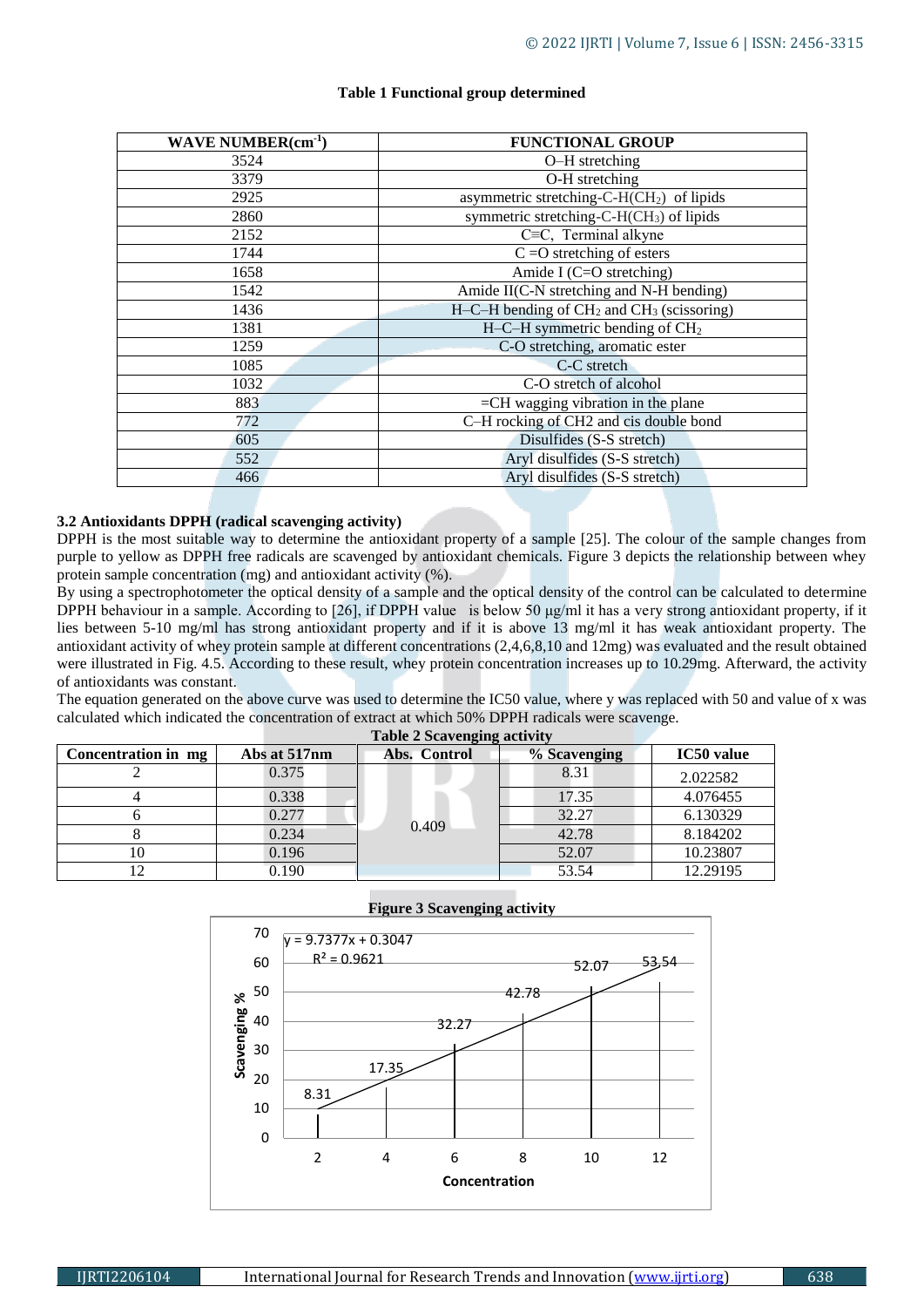**Table 1 Functional group determined**

| WAVE NUMBER($cm^{-1}$) | FUNCTIONAL GROUP |
|---|---|
| 3524 | O–H stretching |
| 3379 | O-H stretching |
| 2925 | asymmetric stretching-C-H($CH_2$) of lipids |
| 2860 | symmetric stretching-C-H($CH_3$) of lipids |
| 2152 | C≡C, Terminal alkyne |
| 1744 | C =O stretching of esters |
| 1658 | Amide I (C=O stretching) |
| 1542 | Amide II(C-N stretching and N-H bending) |
| 1436 | H–C–H bending of $CH_2$ and $CH_3$ (scissoring) |
| 1381 | H–C–H symmetric bending of $CH_2$ |
| 1259 | C-O stretching, aromatic ester |
| 1085 | C-C stretch |
| 1032 | C-O stretch of alcohol |
| 883 | =CH wagging vibration in the plane |
| 772 | C–H rocking of CH2 and cis double bond |
| 605 | Disulfides (S-S stretch) |
| 552 | Aryl disulfides (S-S stretch) |
| 466 | Aryl disulfides (S-S stretch) |

### 3.2 Antioxidants DPPH (radical scavenging activity)

DPPH is the most suitable way to determine the antioxidant property of a sample [25]. The colour of the sample changes from purple to yellow as DPPH free radicals are scavenged by antioxidant chemicals. Figure 3 depicts the relationship between whey protein sample concentration (mg) and antioxidant activity (%).

By using a spectrophotometer the optical density of a sample and the optical density of the control can be calculated to determine DPPH behaviour in a sample. According to [26], if DPPH value is below 50 µg/ml it has a very strong antioxidant property, if it lies between 5-10 mg/ml has strong antioxidant property and if it is above 13 mg/ml it has weak antioxidant property. The antioxidant activity of whey protein sample at different concentrations (2,4,6,8,10 and 12mg) was evaluated and the result obtained were illustrated in Fig. 4.5. According to these result, whey protein concentration increases up to 10.29mg. Afterward, the activity of antioxidants was constant.

The equation generated on the above curve was used to determine the IC50 value, where y was replaced with 50 and value of x was calculated which indicated the concentration of extract at which 50% DPPH radicals were scavenge.

**Table 2 Scavenging activity**

| Concentration in mg | Abs at 517nm | Abs. Control | % Scavenging | IC50 value |
|---|---|---|---|---|
| 2 | 0.375 | 0.409 | 8.31 | 2.022582 |
| 4 | 0.338 | | 17.35 | 4.076455 |
| 6 | 0.277 | | 32.27 | 6.130329 |
| 8 | 0.234 | | 42.78 | 8.184202 |
| 10 | 0.196 | | 52.07 | 10.23807 |
| 12 | 0.190 | | 53.54 | 12.29195 |

**Figure 3 Scavenging activity**

y = 9.7377x + 0.3047
$R^2$ = 0.9621

Scavenging %

Concentration

8.31
17.35
32.27
42.78
52.07
53.54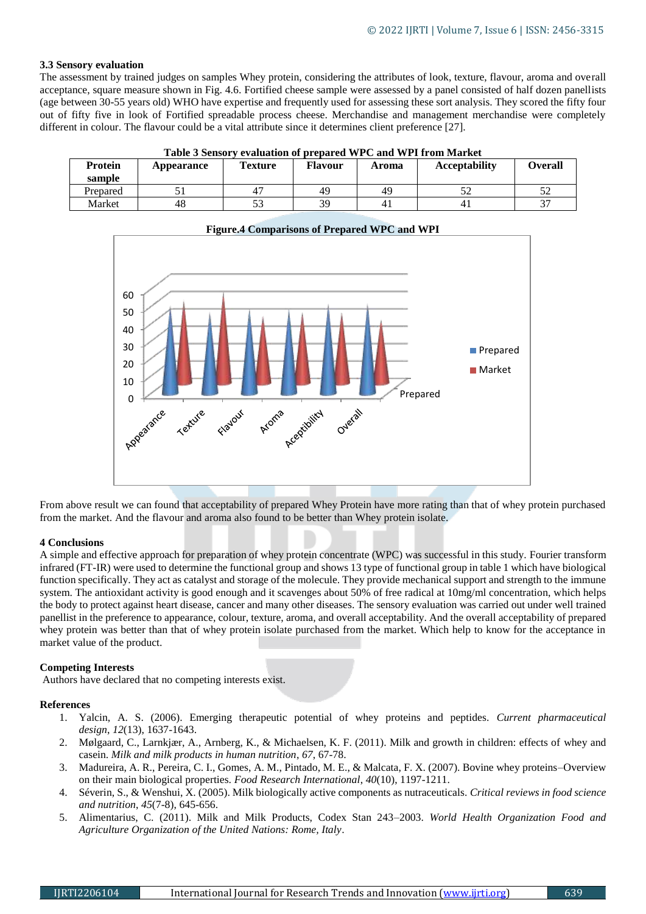### 3.3 Sensory evaluation

The assessment by trained judges on samples Whey protein, considering the attributes of look, texture, flavour, aroma and overall acceptance, square measure shown in Fig. 4.6. Fortified cheese sample were assessed by a panel consisted of half dozen panellists (age between 30-55 years old) WHO have expertise and frequently used for assessing these sort analysis. They scored the fifty four out of fifty five in look of Fortified spreadable process cheese. Merchandise and management merchandise were completely different in colour. The flavour could be a vital attribute since it determines client preference [27].

**Table 3 Sensory evaluation of prepared WPC and WPI from Market**

| Protein sample | Appearance | Texture | Flavour | Aroma | Acceptability | Overall |
|---|---|---|---|---|---|---|
| Prepared | 51 | 47 | 49 | 49 | 52 | 52 |
| Market | 48 | 53 | 39 | 41 | 41 | 37 |

**Figure.4 Comparisons of Prepared WPC and WPI**

60
50
40
30
20
10
0
Appearance
Texture
Flavour
Aroma
Aceptibility
Overall
Prepared
Prepared
Market

From above result we can found that acceptability of prepared Whey Protein have more rating than that of whey protein purchased from the market. And the flavour and aroma also found to be better than Whey protein isolate.

## 4 Conclusions

A simple and effective approach for preparation of whey protein concentrate (WPC) was successful in this study. Fourier transform infrared (FT-IR) were used to determine the functional group and shows 13 type of functional group in table 1 which have biological function specifically. They act as catalyst and storage of the molecule. They provide mechanical support and strength to the immune system. The antioxidant activity is good enough and it scavenges about 50% of free radical at 10mg/ml concentration, which helps the body to protect against heart disease, cancer and many other diseases. The sensory evaluation was carried out under well trained panellist in the preference to appearance, colour, texture, aroma, and overall acceptability. And the overall acceptability of prepared whey protein was better than that of whey protein isolate purchased from the market. Which help to know for the acceptance in market value of the product.

**Competing Interests**

Authors have declared that no competing interests exist.

**References**

1. Yalcin, A. S. (2006). Emerging therapeutic potential of whey proteins and peptides. *Current pharmaceutical design*, *12*(13), 1637-1643.
2. Mølgaard, C., Larnkjær, A., Arnberg, K., & Michaelsen, K. F. (2011). Milk and growth in children: effects of whey and casein. *Milk and milk products in human nutrition*, *67*, 67-78.
3. Madureira, A. R., Pereira, C. I., Gomes, A. M., Pintado, M. E., & Malcata, F. X. (2007). Bovine whey proteins–Overview on their main biological properties. *Food Research International*, *40*(10), 1197-1211.
4. Séverin, S., & Wenshui, X. (2005). Milk biologically active components as nutraceuticals. *Critical reviews in food science and nutrition*, *45*(7-8), 645-656.
5. Alimentarius, C. (2011). Milk and Milk Products, Codex Stan 243–2003. *World Health Organization Food and Agriculture Organization of the United Nations: Rome, Italy*.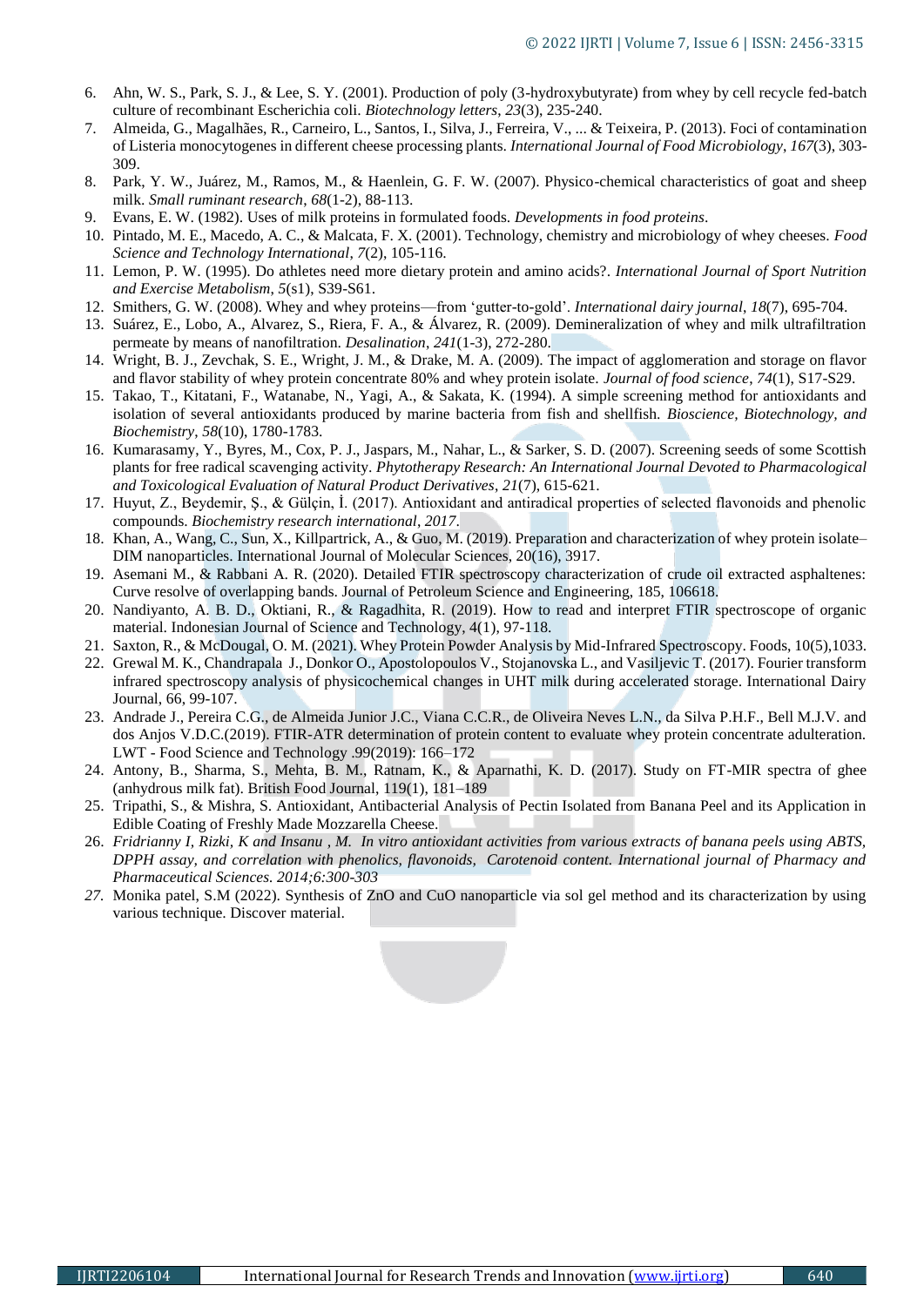6. Ahn, W. S., Park, S. J., & Lee, S. Y. (2001). Production of poly (3-hydroxybutyrate) from whey by cell recycle fed-batch culture of recombinant Escherichia coli. *Biotechnology letters*, *23*(3), 235-240.
7. Almeida, G., Magalhães, R., Carneiro, L., Santos, I., Silva, J., Ferreira, V., ... & Teixeira, P. (2013). Foci of contamination of Listeria monocytogenes in different cheese processing plants. *International Journal of Food Microbiology*, *167*(3), 303-309.
8. Park, Y. W., Juárez, M., Ramos, M., & Haenlein, G. F. W. (2007). Physico-chemical characteristics of goat and sheep milk. *Small ruminant research*, *68*(1-2), 88-113.
9. Evans, E. W. (1982). Uses of milk proteins in formulated foods. *Developments in food proteins*.
10. Pintado, M. E., Macedo, A. C., & Malcata, F. X. (2001). Technology, chemistry and microbiology of whey cheeses. *Food Science and Technology International*, *7*(2), 105-116.
11. Lemon, P. W. (1995). Do athletes need more dietary protein and amino acids?. *International Journal of Sport Nutrition and Exercise Metabolism*, *5*(s1), S39-S61.
12. Smithers, G. W. (2008). Whey and whey proteins—from 'gutter-to-gold'. *International dairy journal*, *18*(7), 695-704.
13. Suárez, E., Lobo, A., Alvarez, S., Riera, F. A., & Álvarez, R. (2009). Demineralization of whey and milk ultrafiltration permeate by means of nanofiltration. *Desalination*, *241*(1-3), 272-280.
14. Wright, B. J., Zevchak, S. E., Wright, J. M., & Drake, M. A. (2009). The impact of agglomeration and storage on flavor and flavor stability of whey protein concentrate 80% and whey protein isolate. *Journal of food science*, *74*(1), S17-S29.
15. Takao, T., Kitatani, F., Watanabe, N., Yagi, A., & Sakata, K. (1994). A simple screening method for antioxidants and isolation of several antioxidants produced by marine bacteria from fish and shellfish. *Bioscience, Biotechnology, and Biochemistry*, *58*(10), 1780-1783.
16. Kumarasamy, Y., Byres, M., Cox, P. J., Jaspars, M., Nahar, L., & Sarker, S. D. (2007). Screening seeds of some Scottish plants for free radical scavenging activity. *Phytotherapy Research: An International Journal Devoted to Pharmacological and Toxicological Evaluation of Natural Product Derivatives*, *21*(7), 615-621.
17. Huyut, Z., Beydemir, Ş., & Gülçin, İ. (2017). Antioxidant and antiradical properties of selected flavonoids and phenolic compounds. *Biochemistry research international*, *2017*.
18. Khan, A., Wang, C., Sun, X., Killpartrick, A., & Guo, M. (2019). Preparation and characterization of whey protein isolate–DIM nanoparticles. International Journal of Molecular Sciences, 20(16), 3917.
19. Asemani M., & Rabbani A. R. (2020). Detailed FTIR spectroscopy characterization of crude oil extracted asphaltenes: Curve resolve of overlapping bands. Journal of Petroleum Science and Engineering, 185, 106618.
20. Nandiyanto, A. B. D., Oktiani, R., & Ragadhita, R. (2019). How to read and interpret FTIR spectroscope of organic material. Indonesian Journal of Science and Technology, 4(1), 97-118.
21. Saxton, R., & McDougal, O. M. (2021). Whey Protein Powder Analysis by Mid-Infrared Spectroscopy. Foods, 10(5),1033.
22. Grewal M. K., Chandrapala J., Donkor O., Apostolopoulos V., Stojanovska L., and Vasiljevic T. (2017). Fourier transform infrared spectroscopy analysis of physicochemical changes in UHT milk during accelerated storage. International Dairy Journal, 66, 99-107.
23. Andrade J., Pereira C.G., de Almeida Junior J.C., Viana C.C.R., de Oliveira Neves L.N., da Silva P.H.F., Bell M.J.V. and dos Anjos V.D.C.(2019). FTIR-ATR determination of protein content to evaluate whey protein concentrate adulteration. LWT - Food Science and Technology .99(2019): 166–172
24. Antony, B., Sharma, S., Mehta, B. M., Ratnam, K., & Aparnathi, K. D. (2017). Study on FT-MIR spectra of ghee (anhydrous milk fat). British Food Journal, 119(1), 181–189
25. Tripathi, S., & Mishra, S. Antioxidant, Antibacterial Analysis of Pectin Isolated from Banana Peel and its Application in Edible Coating of Freshly Made Mozzarella Cheese.
26. *Fridrianny I, Rizki, K and Insanu , M. In vitro antioxidant activities from various extracts of banana peels using ABTS, DPPH assay, and correlation with phenolics, flavonoids, Carotenoid content. International journal of Pharmacy and Pharmaceutical Sciences. 2014;6:300-303*
27. Monika patel, S.M (2022). Synthesis of ZnO and CuO nanoparticle via sol gel method and its characterization by using various technique. Discover material.